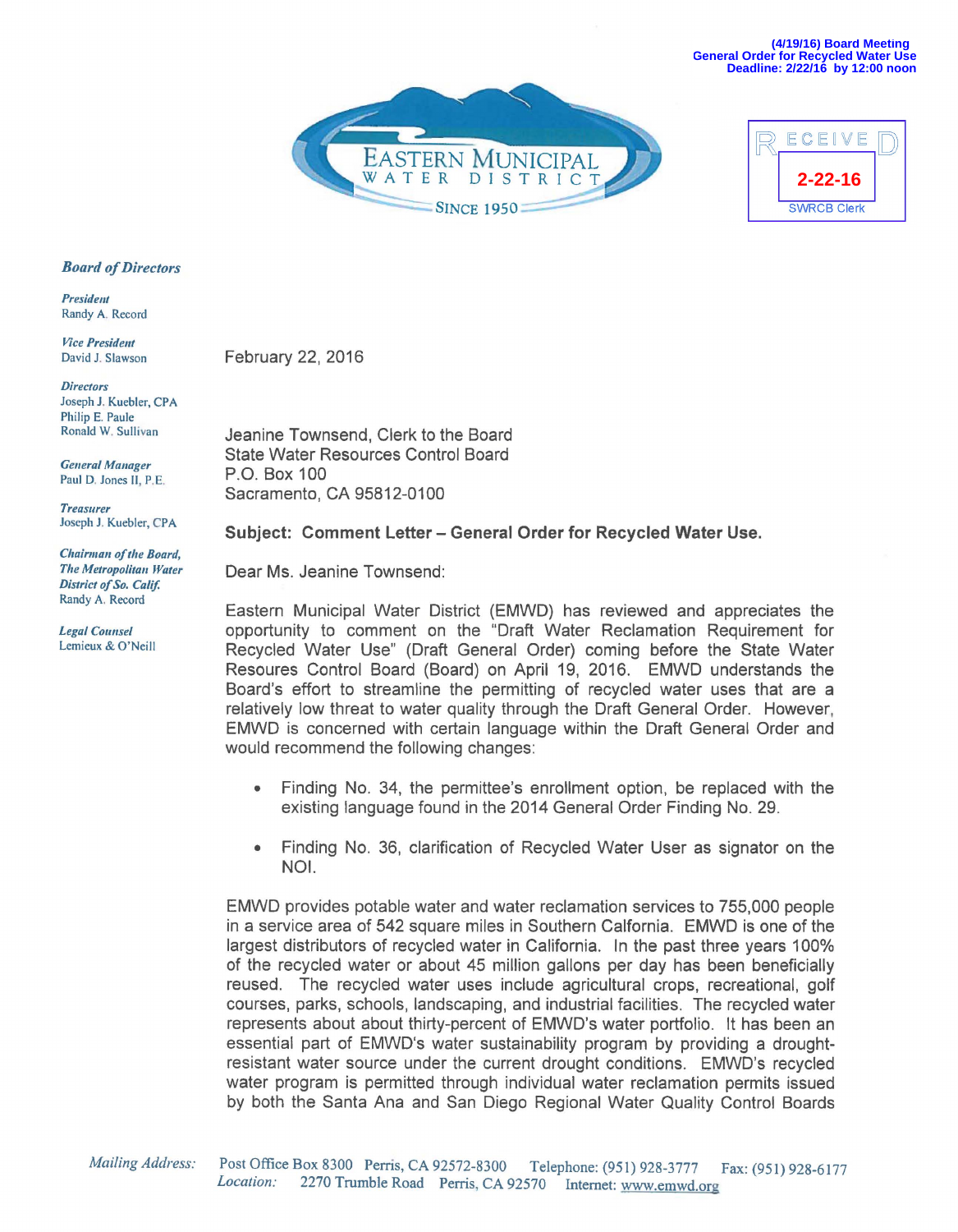(4/19/16) Board Meeting
General Order for Recycled Water Use
Deadline: 2/22/16 by 12:00 noon

EASTERN MUNICIPAL WATER DISTRICT
SINCE 1950

RECEIVED
2-22-16
SWRCB Clerk

***Board of Directors***

*President*
Randy A. Record

*Vice President*
David J. Slawson

*Directors*
Joseph J. Kuebler, CPA
Philip E. Paule
Ronald W. Sullivan

*General Manager*
Paul D. Jones II, P.E.

*Treasurer*
Joseph J. Kuebler, CPA

*Chairman of the Board, The Metropolitan Water District of So. Calif.*
Randy A. Record

*Legal Counsel*
Lemieux & O'Neill

February 22, 2016

Jeanine Townsend, Clerk to the Board
State Water Resources Control Board
P.O. Box 100
Sacramento, CA 95812-0100

**Subject: Comment Letter – General Order for Recycled Water Use.**

Dear Ms. Jeanine Townsend:

Eastern Municipal Water District (EMWD) has reviewed and appreciates the opportunity to comment on the "Draft Water Reclamation Requirement for Recycled Water Use" (Draft General Order) coming before the State Water Resources Control Board (Board) on April 19, 2016. EMWD understands the Board's effort to streamline the permitting of recycled water uses that are a relatively low threat to water quality through the Draft General Order. However, EMWD is concerned with certain language within the Draft General Order and would recommend the following changes:

- Finding No. 34, the permittee's enrollment option, be replaced with the existing language found in the 2014 General Order Finding No. 29.
- Finding No. 36, clarification of Recycled Water User as signator on the NOI.

EMWD provides potable water and water reclamation services to 755,000 people in a service area of 542 square miles in Southern California. EMWD is one of the largest distributors of recycled water in California. In the past three years 100% of the recycled water or about 45 million gallons per day has been beneficially reused. The recycled water uses include agricultural crops, recreational, golf courses, parks, schools, landscaping, and industrial facilities. The recycled water represents about about thirty-percent of EMWD's water portfolio. It has been an essential part of EMWD's water sustainability program by providing a drought-resistant water source under the current drought conditions. EMWD's recycled water program is permitted through individual water reclamation permits issued by both the Santa Ana and San Diego Regional Water Quality Control Boards

*Mailing Address:* Post Office Box 8300 Perris, CA 92572-8300 Telephone: (951) 928-3777 Fax: (951) 928-6177
*Location:* 2270 Trumble Road Perris, CA 92570 Internet: www.emwd.org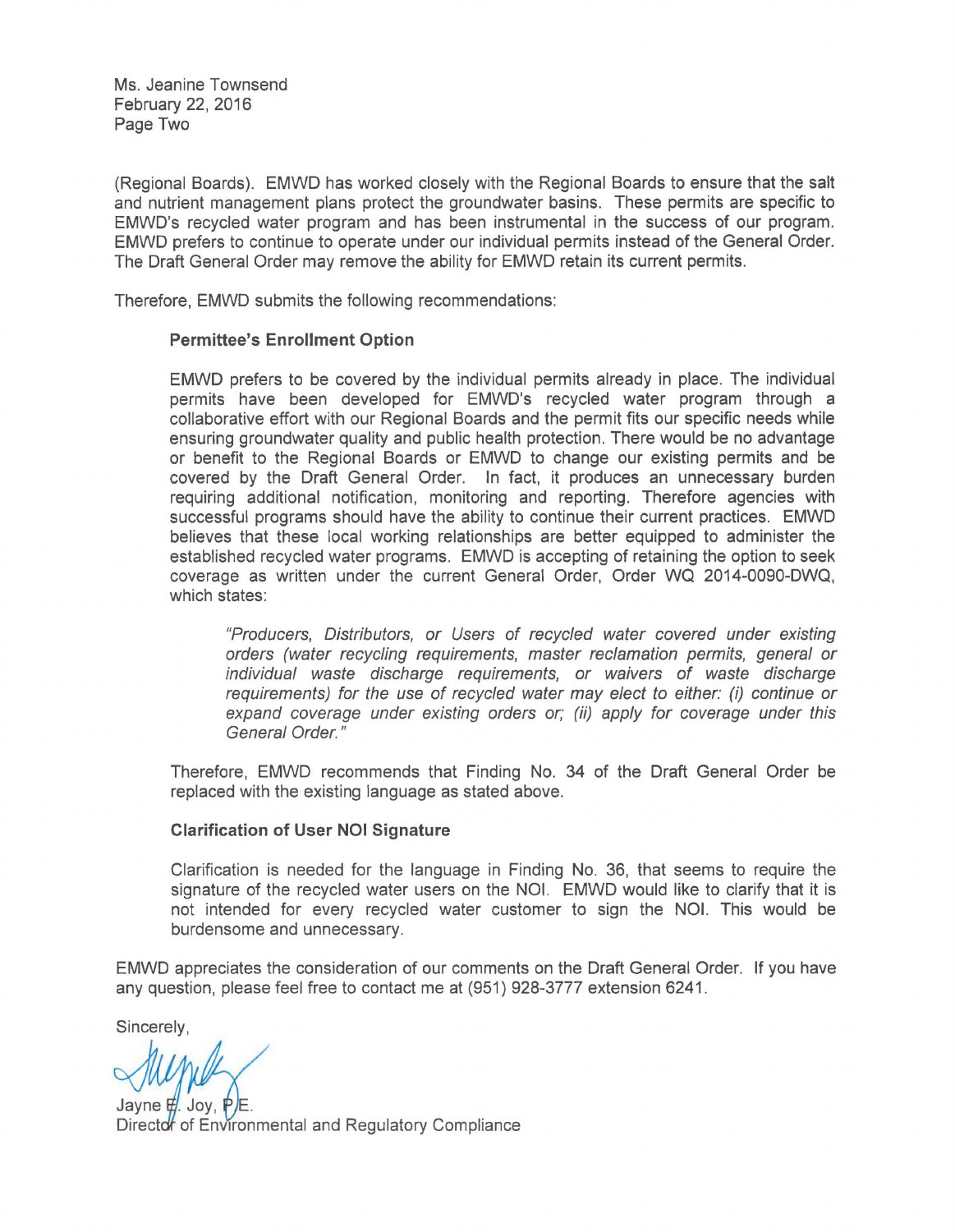(Regional Boards). EMWD has worked closely with the Regional Boards to ensure that the salt and nutrient management plans protect the groundwater basins. These permits are specific to EMWD's recycled water program and has been instrumental in the success of our program. EMWD prefers to continue to operate under our individual permits instead of the General Order. The Draft General Order may remove the ability for EMWD retain its current permits.

Therefore, EMWD submits the following recommendations:

**Permittee's Enrollment Option**

EMWD prefers to be covered by the individual permits already in place. The individual permits have been developed for EMWD's recycled water program through a collaborative effort with our Regional Boards and the permit fits our specific needs while ensuring groundwater quality and public health protection. There would be no advantage or benefit to the Regional Boards or EMWD to change our existing permits and be covered by the Draft General Order. In fact, it produces an unnecessary burden requiring additional notification, monitoring and reporting. Therefore agencies with successful programs should have the ability to continue their current practices. EMWD believes that these local working relationships are better equipped to administer the established recycled water programs. EMWD is accepting of retaining the option to seek coverage as written under the current General Order, Order WQ 2014-0090-DWQ, which states:

> *"Producers, Distributors, or Users of recycled water covered under existing orders (water recycling requirements, master reclamation permits, general or individual waste discharge requirements, or waivers of waste discharge requirements) for the use of recycled water may elect to either: (i) continue or expand coverage under existing orders or; (ii) apply for coverage under this General Order."*

Therefore, EMWD recommends that Finding No. 34 of the Draft General Order be replaced with the existing language as stated above.

**Clarification of User NOI Signature**

Clarification is needed for the language in Finding No. 36, that seems to require the signature of the recycled water users on the NOI. EMWD would like to clarify that it is not intended for every recycled water customer to sign the NOI. This would be burdensome and unnecessary.

EMWD appreciates the consideration of our comments on the Draft General Order. If you have any question, please feel free to contact me at (951) 928-3777 extension 6241.

Sincerely,

Jayne E. Joy, P.E.
Director of Environmental and Regulatory Compliance